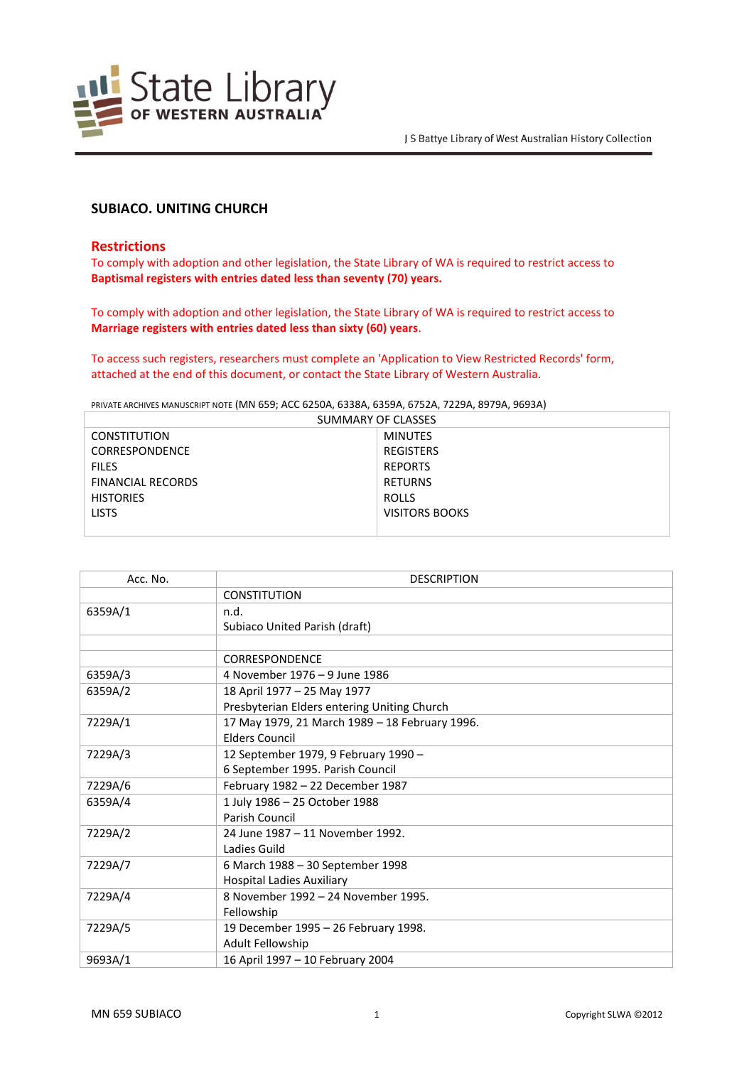State Library OF WESTERN AUSTRALIA

J S Battye Library of West Australian History Collection

## SUBIACO. UNITING CHURCH

### Restrictions

To comply with adoption and other legislation, the State Library of WA is required to restrict access to **Baptismal registers with entries dated less than seventy (70) years.**

To comply with adoption and other legislation, the State Library of WA is required to restrict access to **Marriage registers with entries dated less than sixty (60) years**.

To access such registers, researchers must complete an 'Application to View Restricted Records' form, attached at the end of this document, or contact the State Library of Western Australia.

PRIVATE ARCHIVES MANUSCRIPT NOTE (MN 659; ACC 6250A, 6338A, 6359A, 6752A, 7229A, 8979A, 9693A)

| SUMMARY OF CLASSES | |
|---|---|
| CONSTITUTION | MINUTES |
| CORRESPONDENCE | REGISTERS |
| FILES | REPORTS |
| FINANCIAL RECORDS | RETURNS |
| HISTORIES | ROLLS |
| LISTS | VISITORS BOOKS |

| Acc. No. | DESCRIPTION |
|---|---|
| | CONSTITUTION |
| 6359A/1 | n.d.<br>Subiaco United Parish (draft) |
| | |
| | CORRESPONDENCE |
| 6359A/3 | 4 November 1976 – 9 June 1986 |
| 6359A/2 | 18 April 1977 – 25 May 1977<br>Presbyterian Elders entering Uniting Church |
| 7229A/1 | 17 May 1979, 21 March 1989 – 18 February 1996.<br>Elders Council |
| 7229A/3 | 12 September 1979, 9 February 1990 –<br>6 September 1995. Parish Council |
| 7229A/6 | February 1982 – 22 December 1987 |
| 6359A/4 | 1 July 1986 – 25 October 1988<br>Parish Council |
| 7229A/2 | 24 June 1987 – 11 November 1992.<br>Ladies Guild |
| 7229A/7 | 6 March 1988 – 30 September 1998<br>Hospital Ladies Auxiliary |
| 7229A/4 | 8 November 1992 – 24 November 1995.<br>Fellowship |
| 7229A/5 | 19 December 1995 – 26 February 1998.<br>Adult Fellowship |
| 9693A/1 | 16 April 1997 – 10 February 2004 |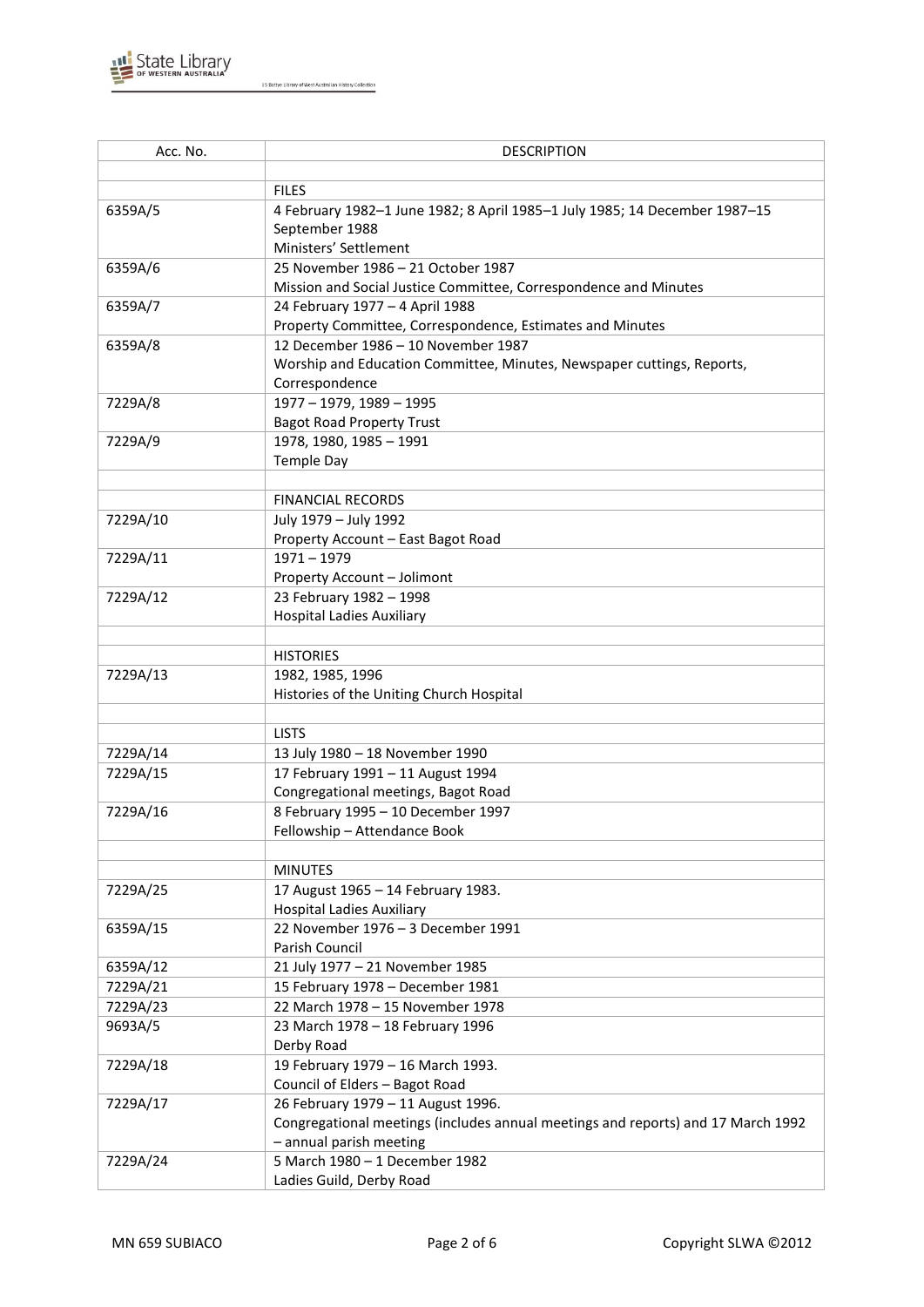| Acc. No. | DESCRIPTION |
|---|---|
| | |
| | FILES |
| 6359A/5 | 4 February 1982–1 June 1982; 8 April 1985–1 July 1985; 14 December 1987–15 September 1988<br>Ministers' Settlement |
| 6359A/6 | 25 November 1986 – 21 October 1987<br>Mission and Social Justice Committee, Correspondence and Minutes |
| 6359A/7 | 24 February 1977 – 4 April 1988<br>Property Committee, Correspondence, Estimates and Minutes |
| 6359A/8 | 12 December 1986 – 10 November 1987<br>Worship and Education Committee, Minutes, Newspaper cuttings, Reports, Correspondence |
| 7229A/8 | 1977 – 1979, 1989 – 1995<br>Bagot Road Property Trust |
| 7229A/9 | 1978, 1980, 1985 – 1991<br>Temple Day |
| | |
| | FINANCIAL RECORDS |
| 7229A/10 | July 1979 – July 1992<br>Property Account – East Bagot Road |
| 7229A/11 | 1971 – 1979<br>Property Account – Jolimont |
| 7229A/12 | 23 February 1982 – 1998<br>Hospital Ladies Auxiliary |
| | |
| | HISTORIES |
| 7229A/13 | 1982, 1985, 1996<br>Histories of the Uniting Church Hospital |
| | |
| | LISTS |
| 7229A/14 | 13 July 1980 – 18 November 1990 |
| 7229A/15 | 17 February 1991 – 11 August 1994<br>Congregational meetings, Bagot Road |
| 7229A/16 | 8 February 1995 – 10 December 1997<br>Fellowship – Attendance Book |
| | |
| | MINUTES |
| 7229A/25 | 17 August 1965 – 14 February 1983.<br>Hospital Ladies Auxiliary |
| 6359A/15 | 22 November 1976 – 3 December 1991<br>Parish Council |
| 6359A/12 | 21 July 1977 – 21 November 1985 |
| 7229A/21 | 15 February 1978 – December 1981 |
| 7229A/23 | 22 March 1978 – 15 November 1978 |
| 9693A/5 | 23 March 1978 – 18 February 1996<br>Derby Road |
| 7229A/18 | 19 February 1979 – 16 March 1993.<br>Council of Elders – Bagot Road |
| 7229A/17 | 26 February 1979 – 11 August 1996.<br>Congregational meetings (includes annual meetings and reports) and 17 March 1992 – annual parish meeting |
| 7229A/24 | 5 March 1980 – 1 December 1982<br>Ladies Guild, Derby Road |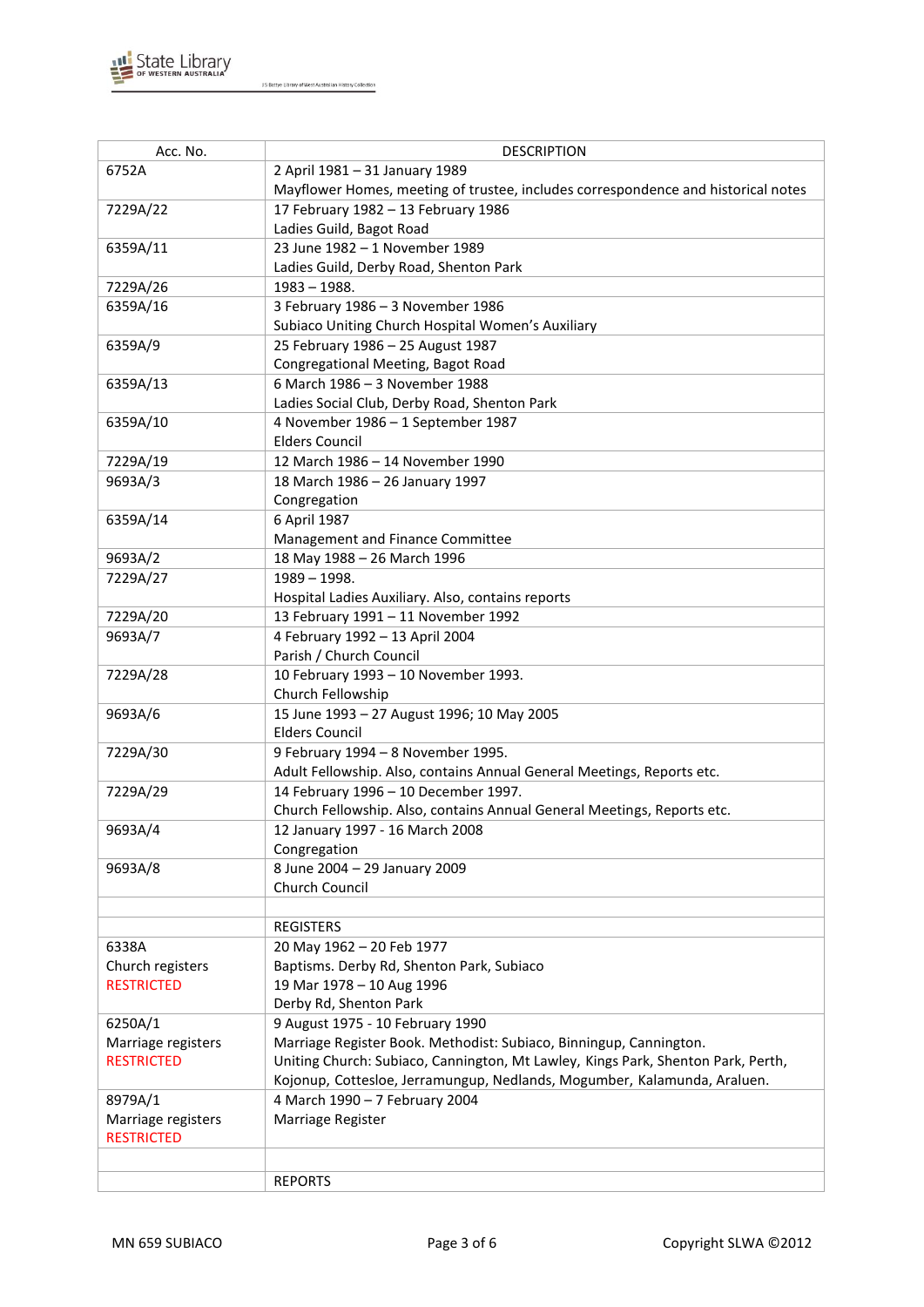| Acc. No. | DESCRIPTION |
|---|---|
| 6752A | 2 April 1981 – 31 January 1989<br>Mayflower Homes, meeting of trustee, includes correspondence and historical notes |
| 7229A/22 | 17 February 1982 – 13 February 1986<br>Ladies Guild, Bagot Road |
| 6359A/11 | 23 June 1982 – 1 November 1989<br>Ladies Guild, Derby Road, Shenton Park |
| 7229A/26 | 1983 – 1988. |
| 6359A/16 | 3 February 1986 – 3 November 1986<br>Subiaco Uniting Church Hospital Women's Auxiliary |
| 6359A/9 | 25 February 1986 – 25 August 1987<br>Congregational Meeting, Bagot Road |
| 6359A/13 | 6 March 1986 – 3 November 1988<br>Ladies Social Club, Derby Road, Shenton Park |
| 6359A/10 | 4 November 1986 – 1 September 1987<br>Elders Council |
| 7229A/19 | 12 March 1986 – 14 November 1990 |
| 9693A/3 | 18 March 1986 – 26 January 1997<br>Congregation |
| 6359A/14 | 6 April 1987<br>Management and Finance Committee |
| 9693A/2 | 18 May 1988 – 26 March 1996 |
| 7229A/27 | 1989 – 1998.<br>Hospital Ladies Auxiliary. Also, contains reports |
| 7229A/20 | 13 February 1991 – 11 November 1992 |
| 9693A/7 | 4 February 1992 – 13 April 2004<br>Parish / Church Council |
| 7229A/28 | 10 February 1993 – 10 November 1993.<br>Church Fellowship |
| 9693A/6 | 15 June 1993 – 27 August 1996; 10 May 2005<br>Elders Council |
| 7229A/30 | 9 February 1994 – 8 November 1995.<br>Adult Fellowship. Also, contains Annual General Meetings, Reports etc. |
| 7229A/29 | 14 February 1996 – 10 December 1997.<br>Church Fellowship. Also, contains Annual General Meetings, Reports etc. |
| 9693A/4 | 12 January 1997 - 16 March 2008<br>Congregation |
| 9693A/8 | 8 June 2004 – 29 January 2009<br>Church Council |
| | |
| | REGISTERS |
| 6338A<br>Church registers<br>RESTRICTED | 20 May 1962 – 20 Feb 1977<br>Baptisms. Derby Rd, Shenton Park, Subiaco<br>19 Mar 1978 – 10 Aug 1996<br>Derby Rd, Shenton Park |
| 6250A/1<br>Marriage registers<br>RESTRICTED | 9 August 1975 - 10 February 1990<br>Marriage Register Book. Methodist: Subiaco, Binningup, Cannington.<br>Uniting Church: Subiaco, Cannington, Mt Lawley, Kings Park, Shenton Park, Perth, Kojonup, Cottesloe, Jerramungup, Nedlands, Mogumber, Kalamunda, Araluen. |
| 8979A/1<br>Marriage registers<br>RESTRICTED | 4 March 1990 – 7 February 2004<br>Marriage Register |
| | |
| | REPORTS |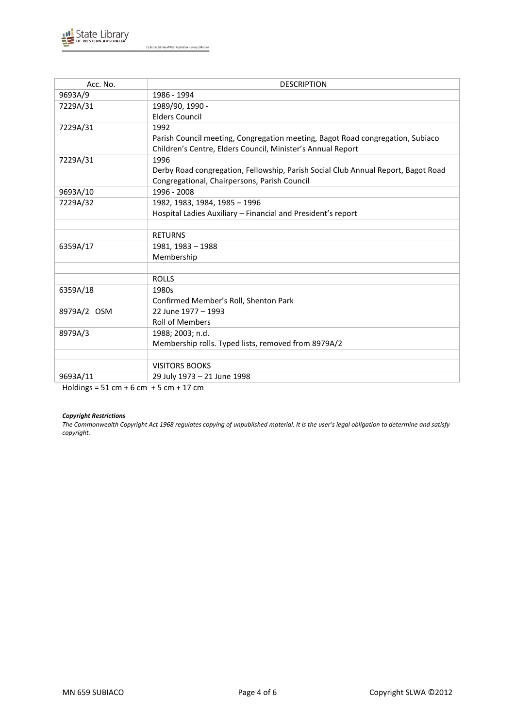| Acc. No. | DESCRIPTION |
|---|---|
| 9693A/9 | 1986 - 1994 |
| 7229A/31 | 1989/90, 1990 -<br>Elders Council |
| 7229A/31 | 1992<br>Parish Council meeting, Congregation meeting, Bagot Road congregation, Subiaco Children's Centre, Elders Council, Minister's Annual Report |
| 7229A/31 | 1996<br>Derby Road congregation, Fellowship, Parish Social Club Annual Report, Bagot Road Congregational, Chairpersons, Parish Council |
| 9693A/10 | 1996 - 2008 |
| 7229A/32 | 1982, 1983, 1984, 1985 – 1996<br>Hospital Ladies Auxiliary – Financial and President's report |
| | |
| | RETURNS |
| 6359A/17 | 1981, 1983 – 1988<br>Membership |
| | |
| | ROLLS |
| 6359A/18 | 1980s<br>Confirmed Member's Roll, Shenton Park |
| 8979A/2 OSM | 22 June 1977 – 1993<br>Roll of Members |
| 8979A/3 | 1988; 2003; n.d.<br>Membership rolls. Typed lists, removed from 8979A/2 |
| | |
| | VISITORS BOOKS |
| 9693A/11 | 29 July 1973 – 21 June 1998 |

Holdings = 51 cm + 6 cm + 5 cm + 17 cm

***Copyright Restrictions***

*The Commonwealth Copyright Act 1968 regulates copying of unpublished material. It is the user's legal obligation to determine and satisfy copyright.*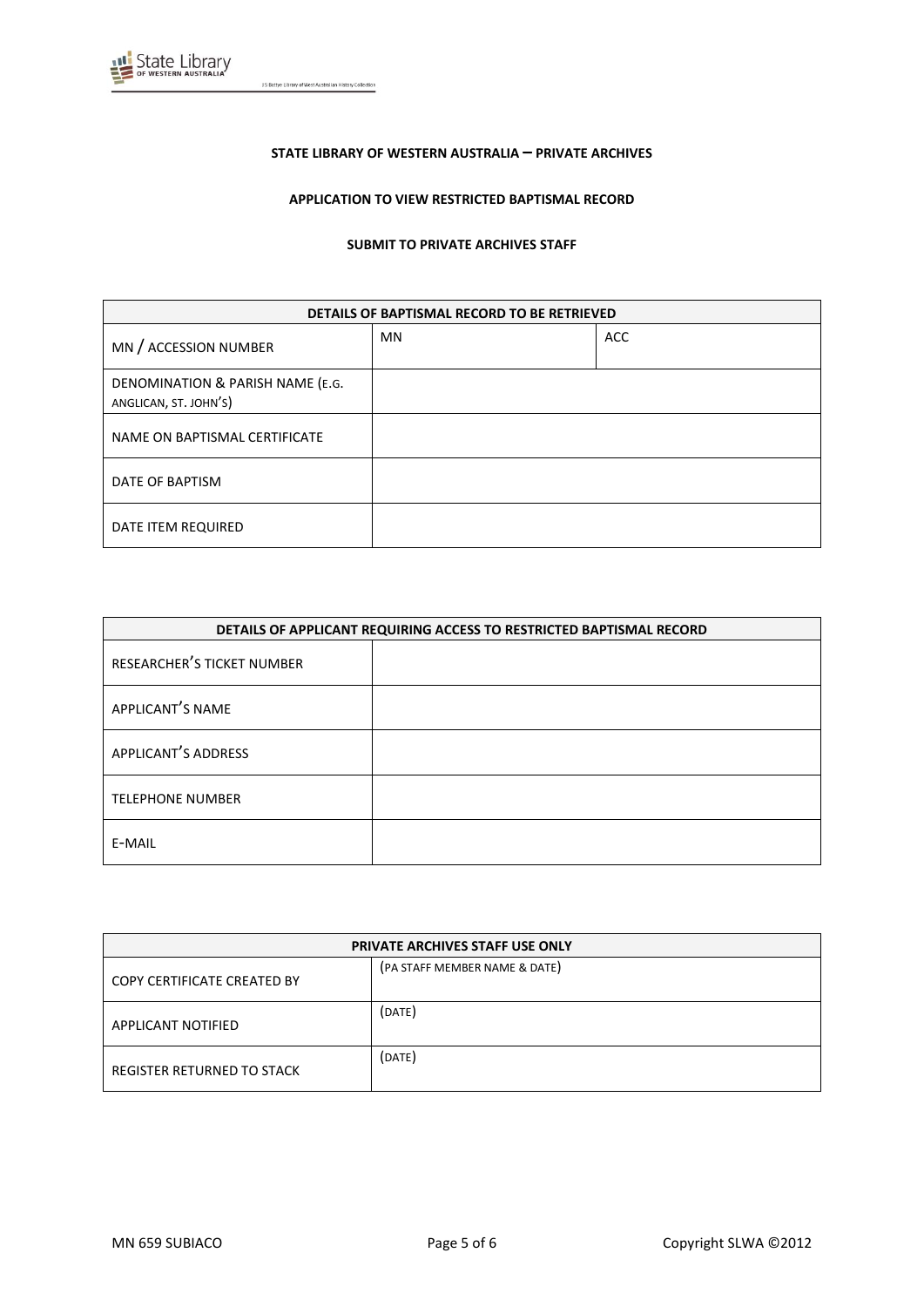**STATE LIBRARY OF WESTERN AUSTRALIA – PRIVATE ARCHIVES**

**APPLICATION TO VIEW RESTRICTED BAPTISMAL RECORD**

**SUBMIT TO PRIVATE ARCHIVES STAFF**

| DETAILS OF BAPTISMAL RECORD TO BE RETRIEVED | | |
|---|---|---|
| MN / ACCESSION NUMBER | MN | ACC |
| DENOMINATION & PARISH NAME (E.G. ANGLICAN, ST. JOHN'S) | | |
| NAME ON BAPTISMAL CERTIFICATE | | |
| DATE OF BAPTISM | | |
| DATE ITEM REQUIRED | | |

| DETAILS OF APPLICANT REQUIRING ACCESS TO RESTRICTED BAPTISMAL RECORD | |
|---|---|
| RESEARCHER'S TICKET NUMBER | |
| APPLICANT'S NAME | |
| APPLICANT'S ADDRESS | |
| TELEPHONE NUMBER | |
| E-MAIL | |

| PRIVATE ARCHIVES STAFF USE ONLY | |
|---|---|
| COPY CERTIFICATE CREATED BY | (PA STAFF MEMBER NAME & DATE) |
| APPLICANT NOTIFIED | (DATE) |
| REGISTER RETURNED TO STACK | (DATE) |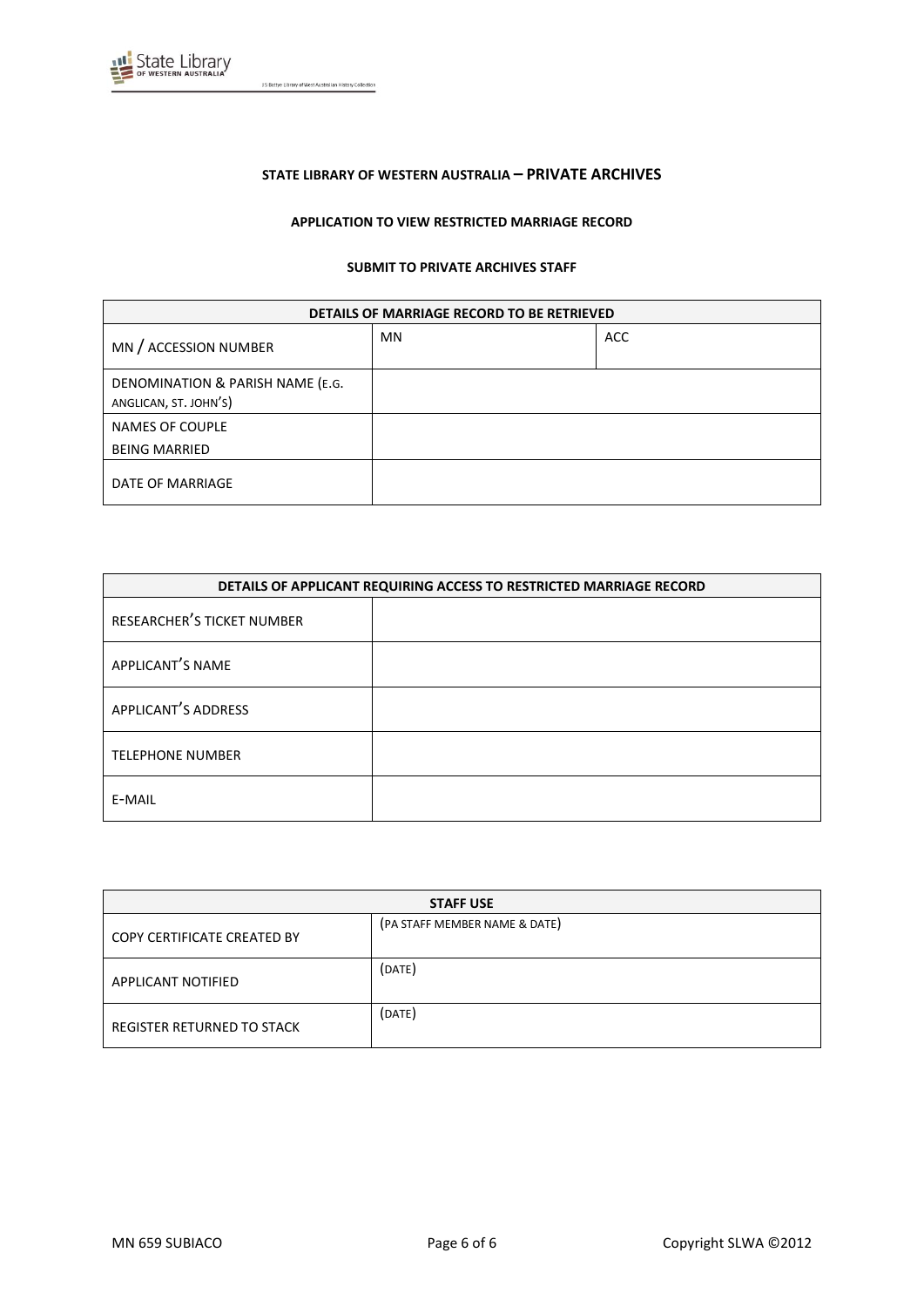**STATE LIBRARY OF WESTERN AUSTRALIA – PRIVATE ARCHIVES**

**APPLICATION TO VIEW RESTRICTED MARRIAGE RECORD**

**SUBMIT TO PRIVATE ARCHIVES STAFF**

| DETAILS OF MARRIAGE RECORD TO BE RETRIEVED | | |
|---|---|---|
| MN / ACCESSION NUMBER | MN | ACC |
| DENOMINATION & PARISH NAME (E.G. ANGLICAN, ST. JOHN'S) | | |
| NAMES OF COUPLE BEING MARRIED | | |
| DATE OF MARRIAGE | | |

| DETAILS OF APPLICANT REQUIRING ACCESS TO RESTRICTED MARRIAGE RECORD | |
|---|---|
| RESEARCHER'S TICKET NUMBER | |
| APPLICANT'S NAME | |
| APPLICANT'S ADDRESS | |
| TELEPHONE NUMBER | |
| E-MAIL | |

| STAFF USE | |
|---|---|
| COPY CERTIFICATE CREATED BY | (PA STAFF MEMBER NAME & DATE) |
| APPLICANT NOTIFIED | (DATE) |
| REGISTER RETURNED TO STACK | (DATE) |